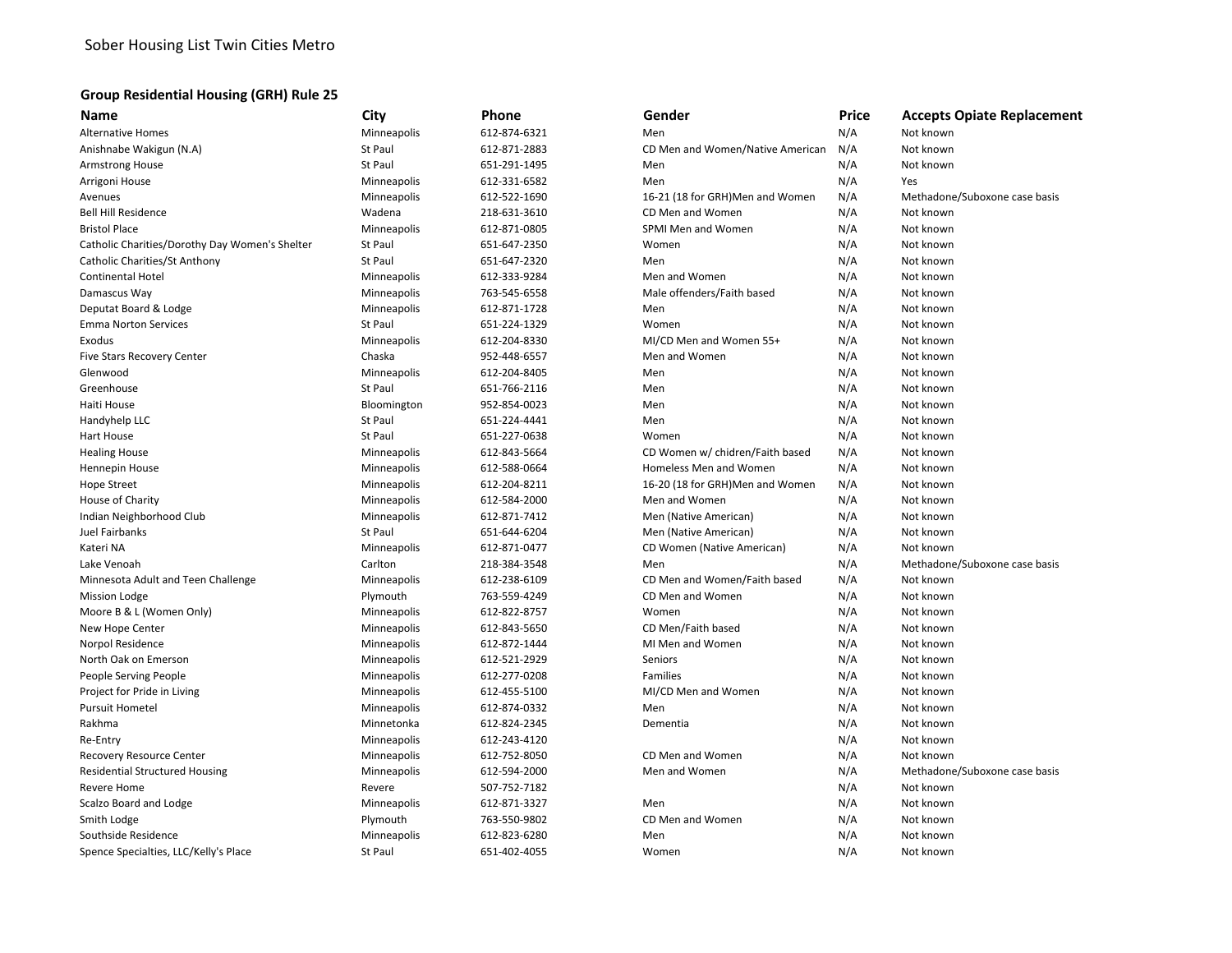Sober Housing List Twin Cities Metro

## Group Residential Housing (GRH) Rule 25

| Name | City | Phone | Gender | Price | Accepts Opiate Replacement |
|---|---|---|---|---|---|
| Alternative Homes | Minneapolis | 612-874-6321 | Men | N/A | Not known |
| Anishnabe Wakigun (N.A) | St Paul | 612-871-2883 | CD Men and Women/Native American | N/A | Not known |
| Armstrong House | St Paul | 651-291-1495 | Men | N/A | Not known |
| Arrigoni House | Minneapolis | 612-331-6582 | Men | N/A | Yes |
| Avenues | Minneapolis | 612-522-1690 | 16-21 (18 for GRH)Men and Women | N/A | Methadone/Suboxone case basis |
| Bell Hill Residence | Wadena | 218-631-3610 | CD Men and Women | N/A | Not known |
| Bristol Place | Minneapolis | 612-871-0805 | SPMI Men and Women | N/A | Not known |
| Catholic Charities/Dorothy Day Women's Shelter | St Paul | 651-647-2350 | Women | N/A | Not known |
| Catholic Charities/St Anthony | St Paul | 651-647-2320 | Men | N/A | Not known |
| Continental Hotel | Minneapolis | 612-333-9284 | Men and Women | N/A | Not known |
| Damascus Way | Minneapolis | 763-545-6558 | Male offenders/Faith based | N/A | Not known |
| Deputat Board & Lodge | Minneapolis | 612-871-1728 | Men | N/A | Not known |
| Emma Norton Services | St Paul | 651-224-1329 | Women | N/A | Not known |
| Exodus | Minneapolis | 612-204-8330 | MI/CD Men and Women 55+ | N/A | Not known |
| Five Stars Recovery Center | Chaska | 952-448-6557 | Men and Women | N/A | Not known |
| Glenwood | Minneapolis | 612-204-8405 | Men | N/A | Not known |
| Greenhouse | St Paul | 651-766-2116 | Men | N/A | Not known |
| Haiti House | Bloomington | 952-854-0023 | Men | N/A | Not known |
| Handyhelp LLC | St Paul | 651-224-4441 | Men | N/A | Not known |
| Hart House | St Paul | 651-227-0638 | Women | N/A | Not known |
| Healing House | Minneapolis | 612-843-5664 | CD Women w/ chidren/Faith based | N/A | Not known |
| Hennepin House | Minneapolis | 612-588-0664 | Homeless Men and Women | N/A | Not known |
| Hope Street | Minneapolis | 612-204-8211 | 16-20 (18 for GRH)Men and Women | N/A | Not known |
| House of Charity | Minneapolis | 612-584-2000 | Men and Women | N/A | Not known |
| Indian Neighborhood Club | Minneapolis | 612-871-7412 | Men (Native American) | N/A | Not known |
| Juel Fairbanks | St Paul | 651-644-6204 | Men (Native American) | N/A | Not known |
| Kateri NA | Minneapolis | 612-871-0477 | CD Women (Native American) | N/A | Not known |
| Lake Venoah | Carlton | 218-384-3548 | Men | N/A | Methadone/Suboxone case basis |
| Minnesota Adult and Teen Challenge | Minneapolis | 612-238-6109 | CD Men and Women/Faith based | N/A | Not known |
| Mission Lodge | Plymouth | 763-559-4249 | CD Men and Women | N/A | Not known |
| Moore B & L (Women Only) | Minneapolis | 612-822-8757 | Women | N/A | Not known |
| New Hope Center | Minneapolis | 612-843-5650 | CD Men/Faith based | N/A | Not known |
| Norpol Residence | Minneapolis | 612-872-1444 | MI Men and Women | N/A | Not known |
| North Oak on Emerson | Minneapolis | 612-521-2929 | Seniors | N/A | Not known |
| People Serving People | Minneapolis | 612-277-0208 | Families | N/A | Not known |
| Project for Pride in Living | Minneapolis | 612-455-5100 | MI/CD Men and Women | N/A | Not known |
| Pursuit Hometel | Minneapolis | 612-874-0332 | Men | N/A | Not known |
| Rakhma | Minnetonka | 612-824-2345 | Dementia | N/A | Not known |
| Re-Entry | Minneapolis | 612-243-4120 | | N/A | Not known |
| Recovery Resource Center | Minneapolis | 612-752-8050 | CD Men and Women | N/A | Not known |
| Residential Structured Housing | Minneapolis | 612-594-2000 | Men and Women | N/A | Methadone/Suboxone case basis |
| Revere Home | Revere | 507-752-7182 | | N/A | Not known |
| Scalzo Board and Lodge | Minneapolis | 612-871-3327 | Men | N/A | Not known |
| Smith Lodge | Plymouth | 763-550-9802 | CD Men and Women | N/A | Not known |
| Southside Residence | Minneapolis | 612-823-6280 | Men | N/A | Not known |
| Spence Specialties, LLC/Kelly's Place | St Paul | 651-402-4055 | Women | N/A | Not known |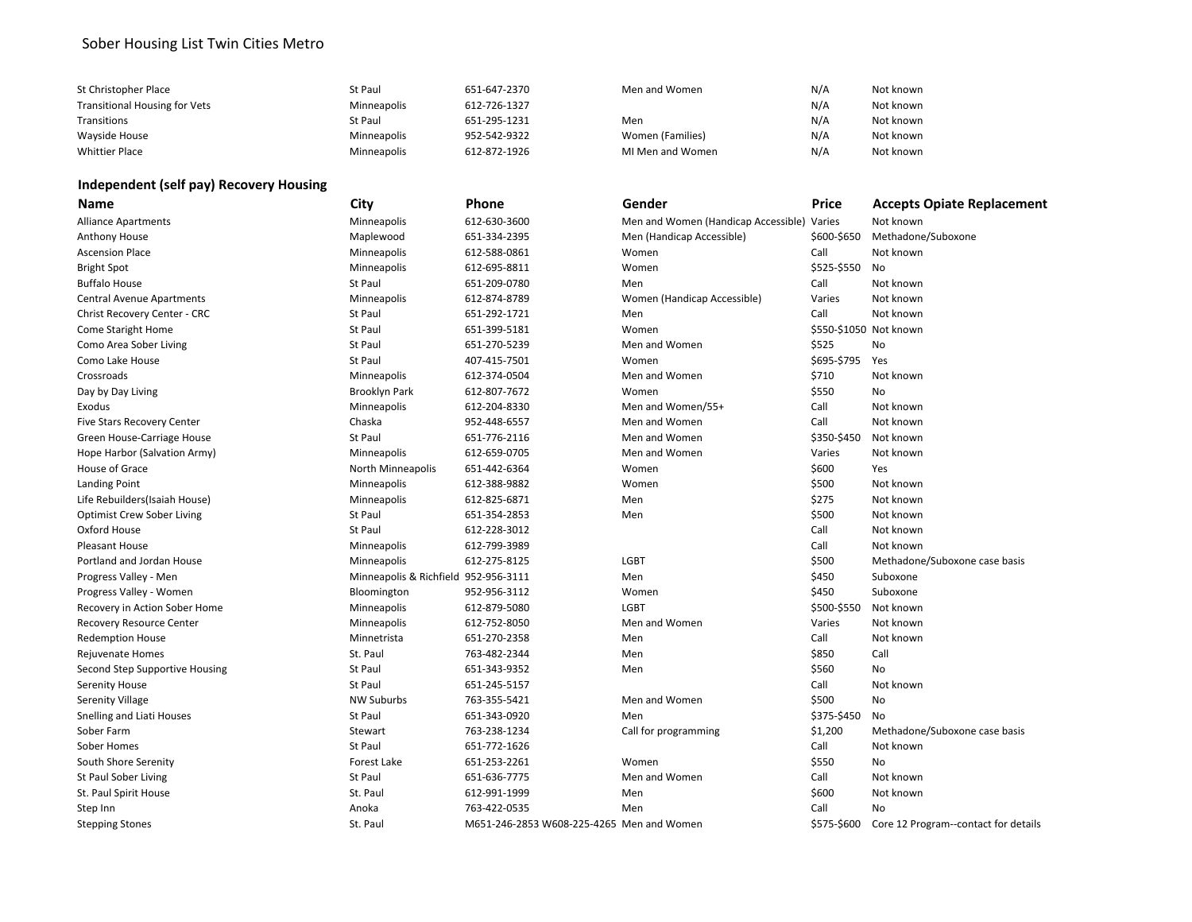Sober Housing List Twin Cities Metro

| | | | | | |
|---|---|---|---|---|---|
| St Christopher Place | St Paul | 651-647-2370 | Men and Women | N/A | Not known |
| Transitional Housing for Vets | Minneapolis | 612-726-1327 | | N/A | Not known |
| Transitions | St Paul | 651-295-1231 | Men | N/A | Not known |
| Wayside House | Minneapolis | 952-542-9322 | Women (Families) | N/A | Not known |
| Whittier Place | Minneapolis | 612-872-1926 | MI Men and Women | N/A | Not known |

**Independent (self pay) Recovery Housing**

| Name | City | Phone | Gender | Price | Accepts Opiate Replacement |
|---|---|---|---|---|---|
| Alliance Apartments | Minneapolis | 612-630-3600 | Men and Women (Handicap Accessible) | Varies | Not known |
| Anthony House | Maplewood | 651-334-2395 | Men (Handicap Accessible) | $600-$650 | Methadone/Suboxone |
| Ascension Place | Minneapolis | 612-588-0861 | Women | Call | Not known |
| Bright Spot | Minneapolis | 612-695-8811 | Women | $525-$550 | No |
| Buffalo House | St Paul | 651-209-0780 | Men | Call | Not known |
| Central Avenue Apartments | Minneapolis | 612-874-8789 | Women (Handicap Accessible) | Varies | Not known |
| Christ Recovery Center - CRC | St Paul | 651-292-1721 | Men | Call | Not known |
| Come Staright Home | St Paul | 651-399-5181 | Women | $550-$1050 | Not known |
| Como Area Sober Living | St Paul | 651-270-5239 | Men and Women | $525 | No |
| Como Lake House | St Paul | 407-415-7501 | Women | $695-$795 | Yes |
| Crossroads | Minneapolis | 612-374-0504 | Men and Women | $710 | Not known |
| Day by Day Living | Brooklyn Park | 612-807-7672 | Women | $550 | No |
| Exodus | Minneapolis | 612-204-8330 | Men and Women/55+ | Call | Not known |
| Five Stars Recovery Center | Chaska | 952-448-6557 | Men and Women | Call | Not known |
| Green House-Carriage House | St Paul | 651-776-2116 | Men and Women | $350-$450 | Not known |
| Hope Harbor (Salvation Army) | Minneapolis | 612-659-0705 | Men and Women | Varies | Not known |
| House of Grace | North Minneapolis | 651-442-6364 | Women | $600 | Yes |
| Landing Point | Minneapolis | 612-388-9882 | Women | $500 | Not known |
| Life Rebuilders(Isaiah House) | Minneapolis | 612-825-6871 | Men | $275 | Not known |
| Optimist Crew Sober Living | St Paul | 651-354-2853 | Men | $500 | Not known |
| Oxford House | St Paul | 612-228-3012 | | Call | Not known |
| Pleasant House | Minneapolis | 612-799-3989 | | Call | Not known |
| Portland and Jordan House | Minneapolis | 612-275-8125 | LGBT | $500 | Methadone/Suboxone case basis |
| Progress Valley - Men | Minneapolis & Richfield | 952-956-3111 | Men | $450 | Suboxone |
| Progress Valley - Women | Bloomington | 952-956-3112 | Women | $450 | Suboxone |
| Recovery in Action Sober Home | Minneapolis | 612-879-5080 | LGBT | $500-$550 | Not known |
| Recovery Resource Center | Minneapolis | 612-752-8050 | Men and Women | Varies | Not known |
| Redemption House | Minnetrista | 651-270-2358 | Men | Call | Not known |
| Rejuvenate Homes | St. Paul | 763-482-2344 | Men | $850 | Call |
| Second Step Supportive Housing | St Paul | 651-343-9352 | Men | $560 | No |
| Serenity House | St Paul | 651-245-5157 | | Call | Not known |
| Serenity Village | NW Suburbs | 763-355-5421 | Men and Women | $500 | No |
| Snelling and Liati Houses | St Paul | 651-343-0920 | Men | $375-$450 | No |
| Sober Farm | Stewart | 763-238-1234 | Call for programming | $1,200 | Methadone/Suboxone case basis |
| Sober Homes | St Paul | 651-772-1626 | | Call | Not known |
| South Shore Serenity | Forest Lake | 651-253-2261 | Women | $550 | No |
| St Paul Sober Living | St Paul | 651-636-7775 | Men and Women | Call | Not known |
| St. Paul Spirit House | St. Paul | 612-991-1999 | Men | $600 | Not known |
| Step Inn | Anoka | 763-422-0535 | Men | Call | No |
| Stepping Stones | St. Paul | M651-246-2853 W608-225-4265 | Men and Women | $575-$600 | Core 12 Program--contact for details |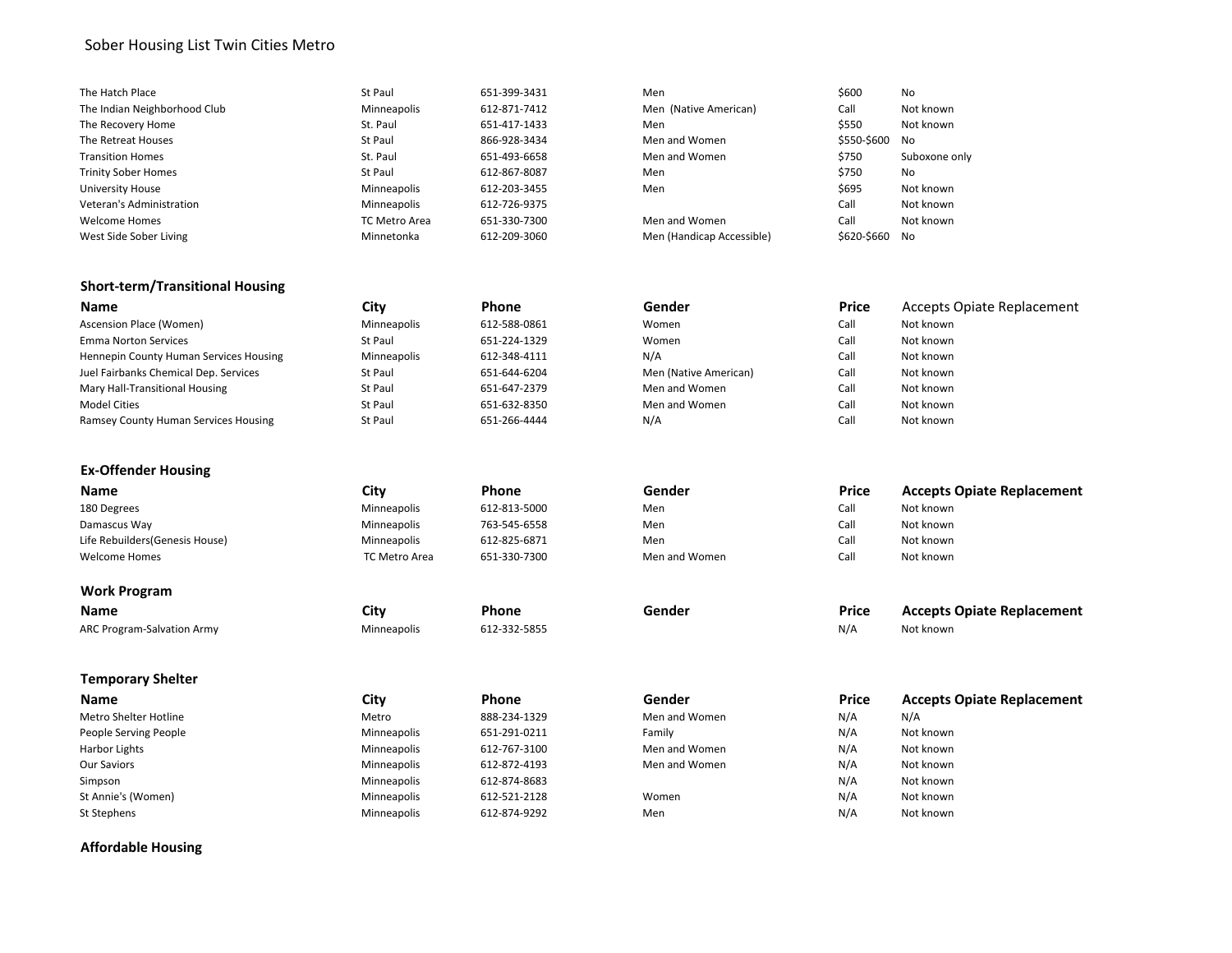Sober Housing List Twin Cities Metro

| The Hatch Place | St Paul | 651-399-3431 | Men | $600 | No |
|---|---|---|---|---|---|
| The Indian Neighborhood Club | Minneapolis | 612-871-7412 | Men (Native American) | Call | Not known |
| The Recovery Home | St. Paul | 651-417-1433 | Men | $550 | Not known |
| The Retreat Houses | St Paul | 866-928-3434 | Men and Women | $550-$600 | No |
| Transition Homes | St. Paul | 651-493-6658 | Men and Women | $750 | Suboxone only |
| Trinity Sober Homes | St Paul | 612-867-8087 | Men | $750 | No |
| University House | Minneapolis | 612-203-3455 | Men | $695 | Not known |
| Veteran's Administration | Minneapolis | 612-726-9375 | | Call | Not known |
| Welcome Homes | TC Metro Area | 651-330-7300 | Men and Women | Call | Not known |
| West Side Sober Living | Minnetonka | 612-209-3060 | Men (Handicap Accessible) | $620-$660 | No |

## Short-term/Transitional Housing

| Name | City | Phone | Gender | Price | Accepts Opiate Replacement |
|---|---|---|---|---|---|
| Ascension Place (Women) | Minneapolis | 612-588-0861 | Women | Call | Not known |
| Emma Norton Services | St Paul | 651-224-1329 | Women | Call | Not known |
| Hennepin County Human Services Housing | Minneapolis | 612-348-4111 | N/A | Call | Not known |
| Juel Fairbanks Chemical Dep. Services | St Paul | 651-644-6204 | Men (Native American) | Call | Not known |
| Mary Hall-Transitional Housing | St Paul | 651-647-2379 | Men and Women | Call | Not known |
| Model Cities | St Paul | 651-632-8350 | Men and Women | Call | Not known |
| Ramsey County Human Services Housing | St Paul | 651-266-4444 | N/A | Call | Not known |

## Ex-Offender Housing

| Name | City | Phone | Gender | Price | Accepts Opiate Replacement |
|---|---|---|---|---|---|
| 180 Degrees | Minneapolis | 612-813-5000 | Men | Call | Not known |
| Damascus Way | Minneapolis | 763-545-6558 | Men | Call | Not known |
| Life Rebuilders(Genesis House) | Minneapolis | 612-825-6871 | Men | Call | Not known |
| Welcome Homes | TC Metro Area | 651-330-7300 | Men and Women | Call | Not known |

## Work Program

| Name | City | Phone | Gender | Price | Accepts Opiate Replacement |
|---|---|---|---|---|---|
| ARC Program-Salvation Army | Minneapolis | 612-332-5855 | | N/A | Not known |

## Temporary Shelter

| Name | City | Phone | Gender | Price | Accepts Opiate Replacement |
|---|---|---|---|---|---|
| Metro Shelter Hotline | Metro | 888-234-1329 | Men and Women | N/A | N/A |
| People Serving People | Minneapolis | 651-291-0211 | Family | N/A | Not known |
| Harbor Lights | Minneapolis | 612-767-3100 | Men and Women | N/A | Not known |
| Our Saviors | Minneapolis | 612-872-4193 | Men and Women | N/A | Not known |
| Simpson | Minneapolis | 612-874-8683 | | N/A | Not known |
| St Annie's (Women) | Minneapolis | 612-521-2128 | Women | N/A | Not known |
| St Stephens | Minneapolis | 612-874-9292 | Men | N/A | Not known |

## Affordable Housing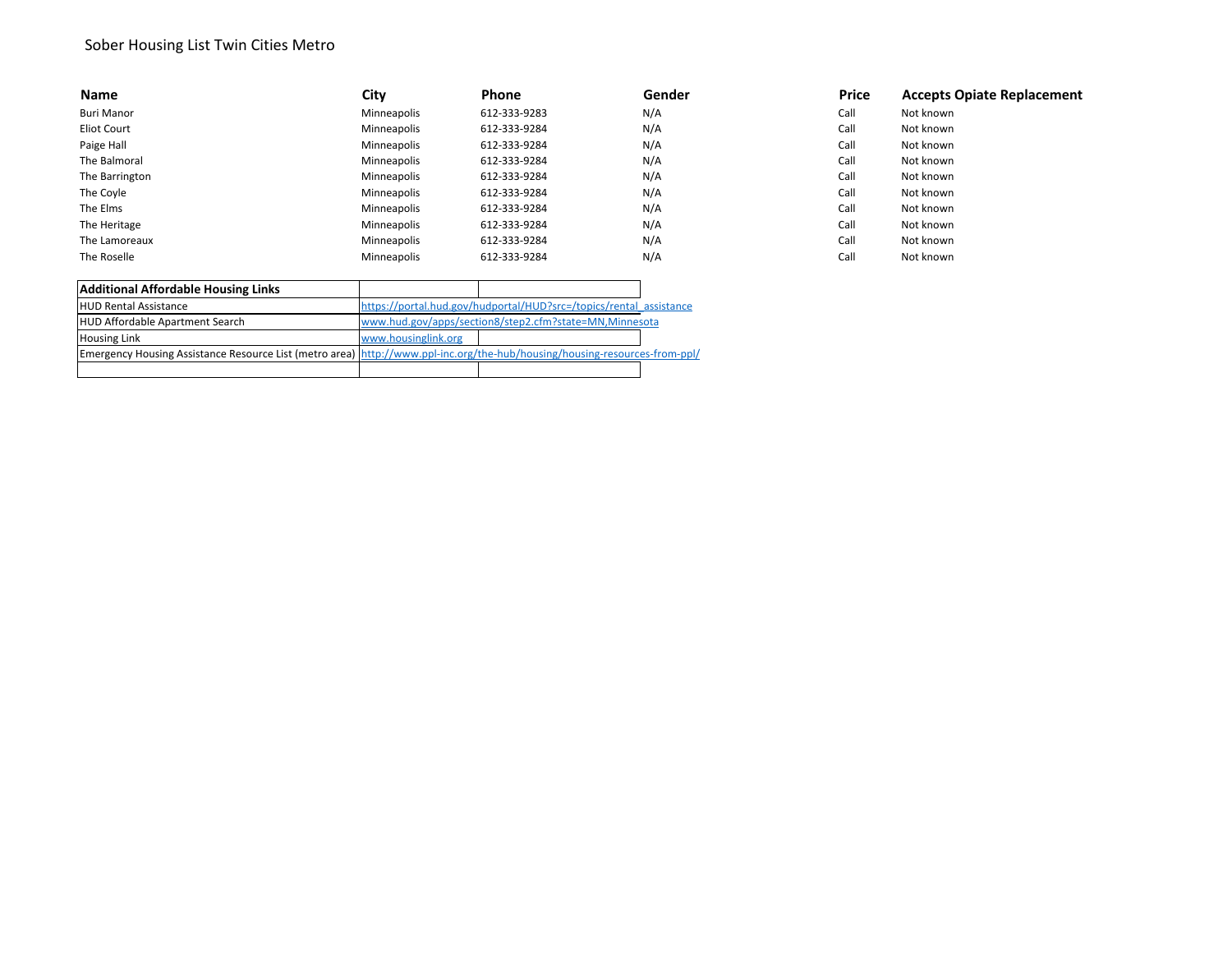Sober Housing List Twin Cities Metro

| Name | City | Phone | Gender | Price | Accepts Opiate Replacement |
|---|---|---|---|---|---|
| Buri Manor | Minneapolis | 612-333-9283 | N/A | Call | Not known |
| Eliot Court | Minneapolis | 612-333-9284 | N/A | Call | Not known |
| Paige Hall | Minneapolis | 612-333-9284 | N/A | Call | Not known |
| The Balmoral | Minneapolis | 612-333-9284 | N/A | Call | Not known |
| The Barrington | Minneapolis | 612-333-9284 | N/A | Call | Not known |
| The Coyle | Minneapolis | 612-333-9284 | N/A | Call | Not known |
| The Elms | Minneapolis | 612-333-9284 | N/A | Call | Not known |
| The Heritage | Minneapolis | 612-333-9284 | N/A | Call | Not known |
| The Lamoreaux | Minneapolis | 612-333-9284 | N/A | Call | Not known |
| The Roselle | Minneapolis | 612-333-9284 | N/A | Call | Not known |

| Additional Affordable Housing Links | |
|---|---|
| HUD Rental Assistance | https://portal.hud.gov/hudportal/HUD?src=/topics/rental_assistance |
| HUD Affordable Apartment Search | www.hud.gov/apps/section8/step2.cfm?state=MN,Minnesota |
| Housing Link | www.housinglink.org |
| Emergency Housing Assistance Resource List (metro area) | http://www.ppl-inc.org/the-hub/housing/housing-resources-from-ppl/ |